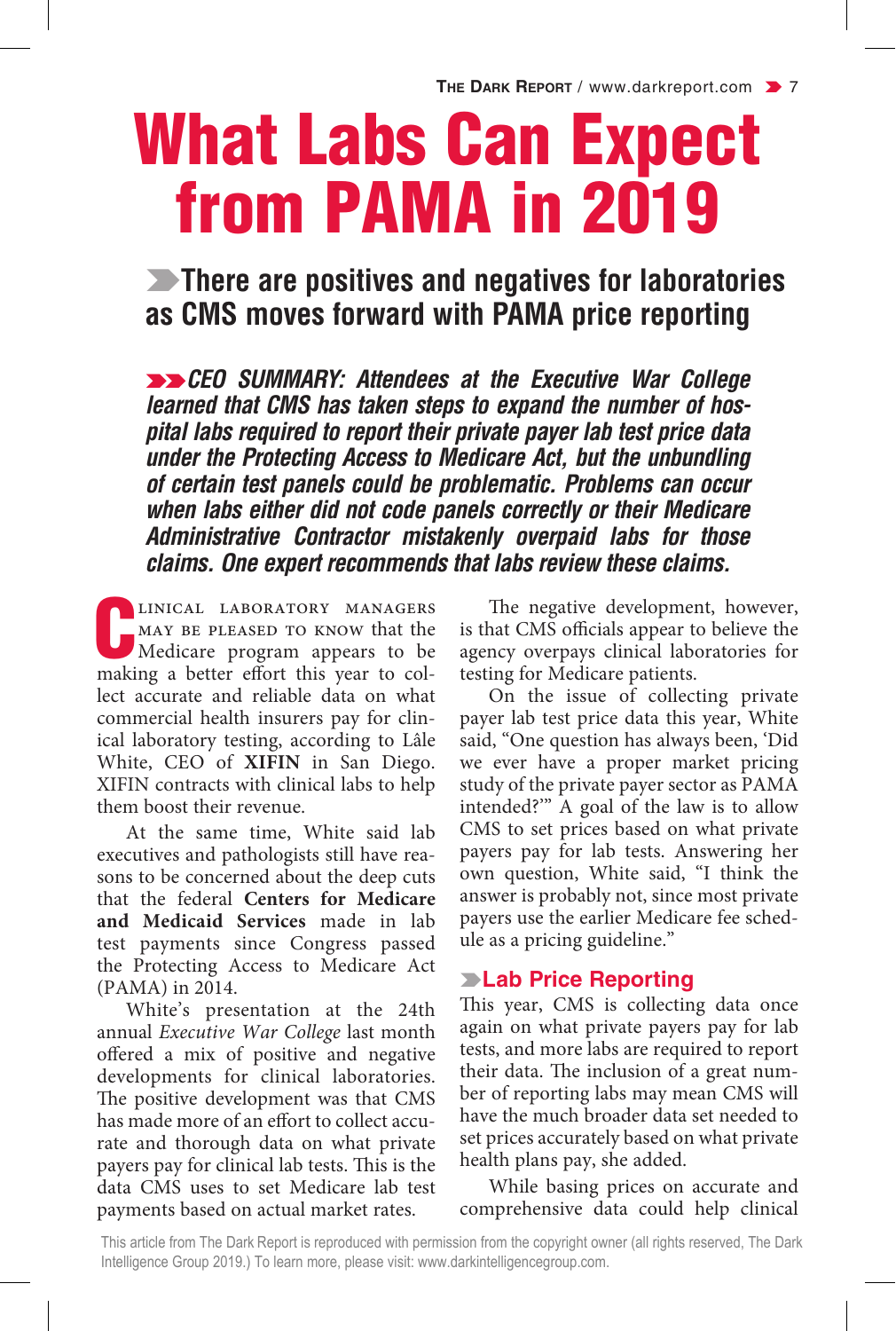# What Labs Can Expect from PAMA in 2019

## There are positives and negatives for laboratories as CMS moves forward with PAMA price reporting

***CEO SUMMARY: Attendees at the Executive War College learned that CMS has taken steps to expand the number of hospital labs required to report their private payer lab test price data under the Protecting Access to Medicare Act, but the unbundling of certain test panels could be problematic. Problems can occur when labs either did not code panels correctly or their Medicare Administrative Contractor mistakenly overpaid labs for those claims. One expert recommends that labs review these claims.***

Clinical laboratory managers may be pleased to know that the Medicare program appears to be making a better effort this year to collect accurate and reliable data on what commercial health insurers pay for clinical laboratory testing, according to Lâle White, CEO of **XIFIN** in San Diego. XIFIN contracts with clinical labs to help them boost their revenue.

At the same time, White said lab executives and pathologists still have reasons to be concerned about the deep cuts that the federal **Centers for Medicare and Medicaid Services** made in lab test payments since Congress passed the Protecting Access to Medicare Act (PAMA) in 2014.

White's presentation at the 24th annual *Executive War College* last month offered a mix of positive and negative developments for clinical laboratories. The positive development was that CMS has made more of an effort to collect accurate and thorough data on what private payers pay for clinical lab tests. This is the data CMS uses to set Medicare lab test payments based on actual market rates.

The negative development, however, is that CMS officials appear to believe the agency overpays clinical laboratories for testing for Medicare patients.

On the issue of collecting private payer lab test price data this year, White said, "One question has always been, 'Did we ever have a proper market pricing study of the private payer sector as PAMA intended?'" A goal of the law is to allow CMS to set prices based on what private payers pay for lab tests. Answering her own question, White said, "I think the answer is probably not, since most private payers use the earlier Medicare fee schedule as a pricing guideline."

### Lab Price Reporting

This year, CMS is collecting data once again on what private payers pay for lab tests, and more labs are required to report their data. The inclusion of a great number of reporting labs may mean CMS will have the much broader data set needed to set prices accurately based on what private health plans pay, she added.

While basing prices on accurate and comprehensive data could help clinical

This article from The Dark Report is reproduced with permission from the copyright owner (all rights reserved, The Dark Intelligence Group 2019.) To learn more, please visit: www.darkintelligencegroup.com.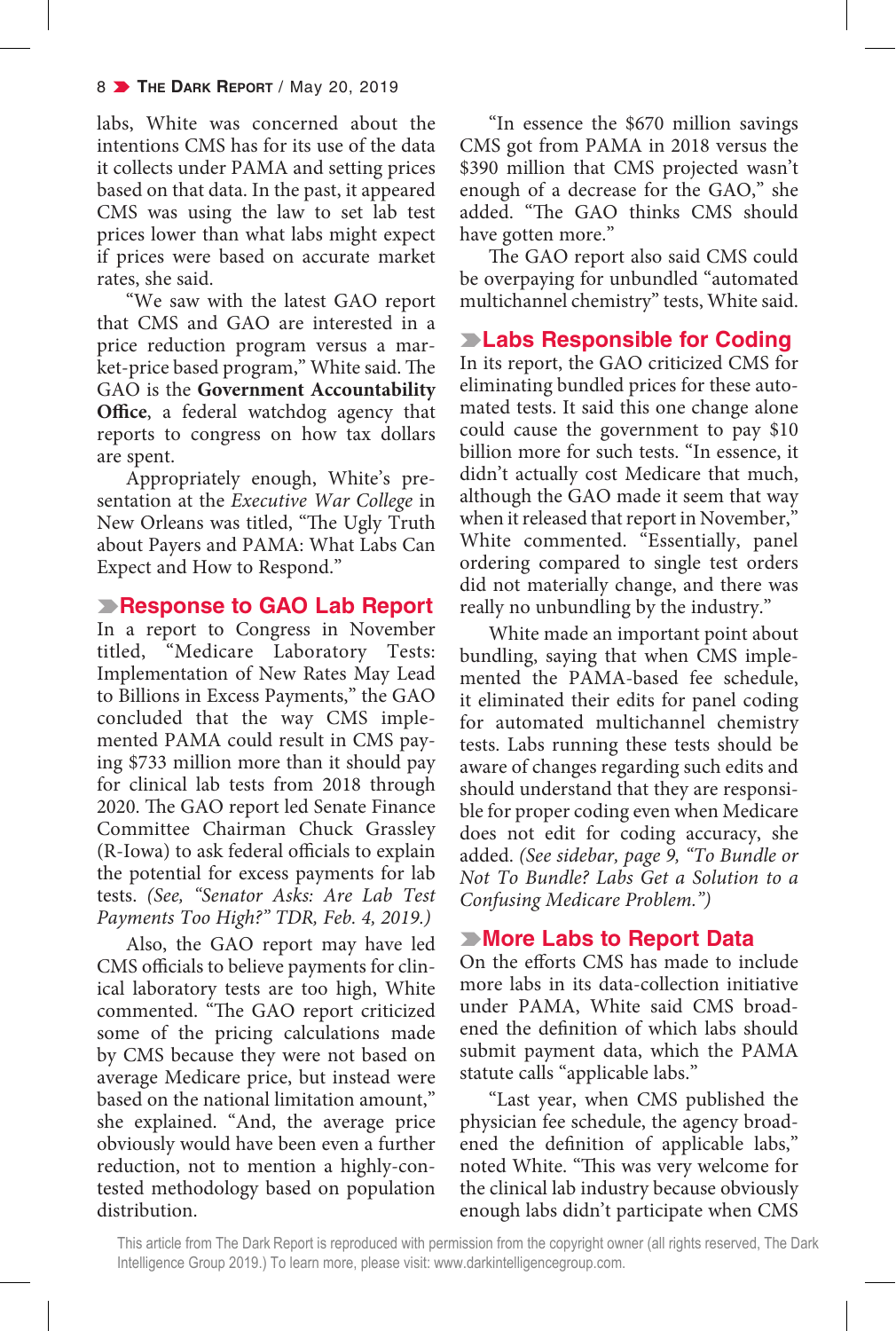labs, White was concerned about the intentions CMS has for its use of the data it collects under PAMA and setting prices based on that data. In the past, it appeared CMS was using the law to set lab test prices lower than what labs might expect if prices were based on accurate market rates, she said.

"We saw with the latest GAO report that CMS and GAO are interested in a price reduction program versus a market-price based program," White said. The GAO is the **Government Accountability Office**, a federal watchdog agency that reports to congress on how tax dollars are spent.

Appropriately enough, White's presentation at the *Executive War College* in New Orleans was titled, "The Ugly Truth about Payers and PAMA: What Labs Can Expect and How to Respond."

## Response to GAO Lab Report

In a report to Congress in November titled, "Medicare Laboratory Tests: Implementation of New Rates May Lead to Billions in Excess Payments," the GAO concluded that the way CMS implemented PAMA could result in CMS paying $733 million more than it should pay for clinical lab tests from 2018 through 2020. The GAO report led Senate Finance Committee Chairman Chuck Grassley (R-Iowa) to ask federal officials to explain the potential for excess payments for lab tests. *(See, "Senator Asks: Are Lab Test Payments Too High?" TDR, Feb. 4, 2019.)*

Also, the GAO report may have led CMS officials to believe payments for clinical laboratory tests are too high, White commented. "The GAO report criticized some of the pricing calculations made by CMS because they were not based on average Medicare price, but instead were based on the national limitation amount," she explained. "And, the average price obviously would have been even a further reduction, not to mention a highly-contested methodology based on population distribution.

"In essence the $670 million savings CMS got from PAMA in 2018 versus the $390 million that CMS projected wasn't enough of a decrease for the GAO," she added. "The GAO thinks CMS should have gotten more."

The GAO report also said CMS could be overpaying for unbundled "automated multichannel chemistry" tests, White said.

## Labs Responsible for Coding

In its report, the GAO criticized CMS for eliminating bundled prices for these automated tests. It said this one change alone could cause the government to pay $10 billion more for such tests. "In essence, it didn't actually cost Medicare that much, although the GAO made it seem that way when it released that report in November," White commented. "Essentially, panel ordering compared to single test orders did not materially change, and there was really no unbundling by the industry."

White made an important point about bundling, saying that when CMS implemented the PAMA-based fee schedule, it eliminated their edits for panel coding for automated multichannel chemistry tests. Labs running these tests should be aware of changes regarding such edits and should understand that they are responsible for proper coding even when Medicare does not edit for coding accuracy, she added. *(See sidebar, page 9, "To Bundle or Not To Bundle? Labs Get a Solution to a Confusing Medicare Problem.")*

## More Labs to Report Data

On the efforts CMS has made to include more labs in its data-collection initiative under PAMA, White said CMS broadened the definition of which labs should submit payment data, which the PAMA statute calls "applicable labs."

"Last year, when CMS published the physician fee schedule, the agency broadened the definition of applicable labs," noted White. "This was very welcome for the clinical lab industry because obviously enough labs didn't participate when CMS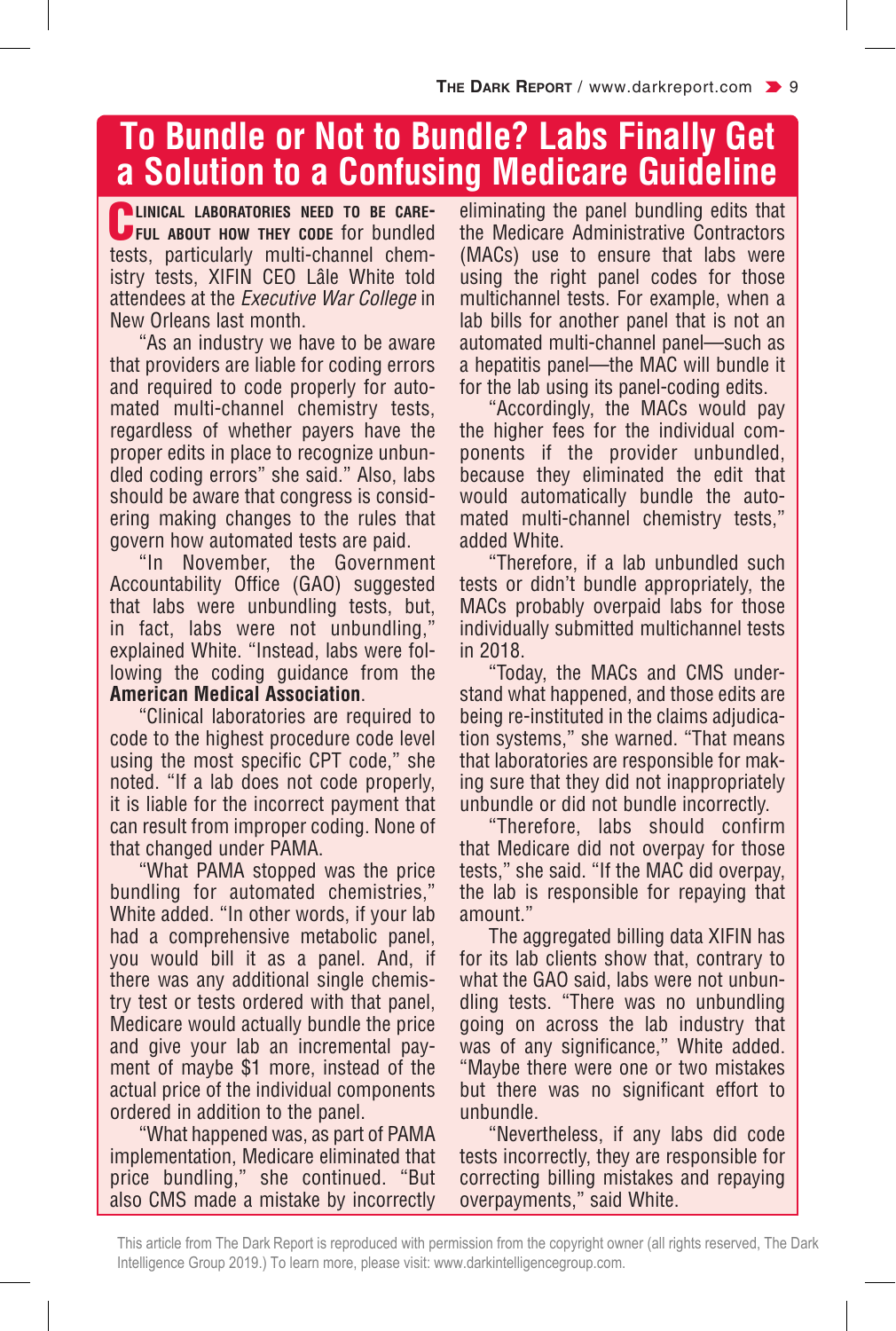# To Bundle or Not to Bundle? Labs Finally Get a Solution to a Confusing Medicare Guideline

**CLINICAL LABORATORIES NEED TO BE CAREFUL ABOUT HOW THEY CODE** for bundled tests, particularly multi-channel chemistry tests, XIFIN CEO Lâle White told attendees at the *Executive War College* in New Orleans last month.

"As an industry we have to be aware that providers are liable for coding errors and required to code properly for automated multi-channel chemistry tests, regardless of whether payers have the proper edits in place to recognize unbundled coding errors" she said." Also, labs should be aware that congress is considering making changes to the rules that govern how automated tests are paid.

"In November, the Government Accountability Office (GAO) suggested that labs were unbundling tests, but, in fact, labs were not unbundling," explained White. "Instead, labs were following the coding guidance from the **American Medical Association**.

"Clinical laboratories are required to code to the highest procedure code level using the most specific CPT code," she noted. "If a lab does not code properly, it is liable for the incorrect payment that can result from improper coding. None of that changed under PAMA.

"What PAMA stopped was the price bundling for automated chemistries," White added. "In other words, if your lab had a comprehensive metabolic panel, you would bill it as a panel. And, if there was any additional single chemistry test or tests ordered with that panel, Medicare would actually bundle the price and give your lab an incremental payment of maybe $1 more, instead of the actual price of the individual components ordered in addition to the panel.

"What happened was, as part of PAMA implementation, Medicare eliminated that price bundling," she continued. "But also CMS made a mistake by incorrectly eliminating the panel bundling edits that the Medicare Administrative Contractors (MACs) use to ensure that labs were using the right panel codes for those multichannel tests. For example, when a lab bills for another panel that is not an automated multi-channel panel—such as a hepatitis panel—the MAC will bundle it for the lab using its panel-coding edits.

"Accordingly, the MACs would pay the higher fees for the individual components if the provider unbundled, because they eliminated the edit that would automatically bundle the automated multi-channel chemistry tests," added White.

"Therefore, if a lab unbundled such tests or didn't bundle appropriately, the MACs probably overpaid labs for those individually submitted multichannel tests in 2018.

"Today, the MACs and CMS understand what happened, and those edits are being re-instituted in the claims adjudication systems," she warned. "That means that laboratories are responsible for making sure that they did not inappropriately unbundle or did not bundle incorrectly.

"Therefore, labs should confirm that Medicare did not overpay for those tests," she said. "If the MAC did overpay, the lab is responsible for repaying that amount."

The aggregated billing data XIFIN has for its lab clients show that, contrary to what the GAO said, labs were not unbundling tests. "There was no unbundling going on across the lab industry that was of any significance," White added. "Maybe there were one or two mistakes but there was no significant effort to unbundle.

"Nevertheless, if any labs did code tests incorrectly, they are responsible for correcting billing mistakes and repaying overpayments," said White.

This article from The Dark Report is reproduced with permission from the copyright owner (all rights reserved, The Dark Intelligence Group 2019.) To learn more, please visit: www.darkintelligencegroup.com.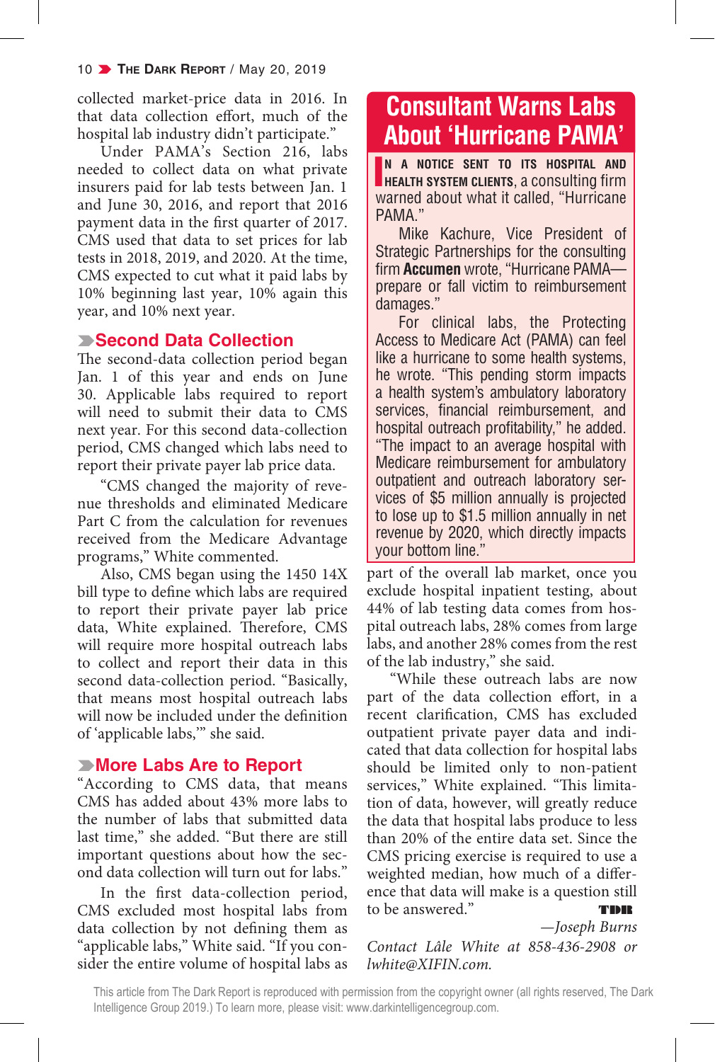collected market-price data in 2016. In that data collection effort, much of the hospital lab industry didn't participate."

Under PAMA's Section 216, labs needed to collect data on what private insurers paid for lab tests between Jan. 1 and June 30, 2016, and report that 2016 payment data in the first quarter of 2017. CMS used that data to set prices for lab tests in 2018, 2019, and 2020. At the time, CMS expected to cut what it paid labs by 10% beginning last year, 10% again this year, and 10% next year.

## Second Data Collection

The second-data collection period began Jan. 1 of this year and ends on June 30. Applicable labs required to report will need to submit their data to CMS next year. For this second data-collection period, CMS changed which labs need to report their private payer lab price data.

"CMS changed the majority of revenue thresholds and eliminated Medicare Part C from the calculation for revenues received from the Medicare Advantage programs," White commented.

Also, CMS began using the 1450 14X bill type to define which labs are required to report their private payer lab price data, White explained. Therefore, CMS will require more hospital outreach labs to collect and report their data in this second data-collection period. "Basically, that means most hospital outreach labs will now be included under the definition of 'applicable labs,'" she said.

## More Labs Are to Report

"According to CMS data, that means CMS has added about 43% more labs to the number of labs that submitted data last time," she added. "But there are still important questions about how the second data collection will turn out for labs."

In the first data-collection period, CMS excluded most hospital labs from data collection by not defining them as "applicable labs," White said. "If you consider the entire volume of hospital labs as part of the overall lab market, once you exclude hospital inpatient testing, about 44% of lab testing data comes from hospital outreach labs, 28% comes from large labs, and another 28% comes from the rest of the lab industry," she said.

"While these outreach labs are now part of the data collection effort, in a recent clarification, CMS has excluded outpatient private payer data and indicated that data collection for hospital labs should be limited only to non-patient services," White explained. "This limitation of data, however, will greatly reduce the data that hospital labs produce to less than 20% of the entire data set. Since the CMS pricing exercise is required to use a weighted median, how much of a difference that data will make is a question still to be answered." **TDR**

*—Joseph Burns*

*Contact Lâle White at 858-436-2908 or lwhite@XIFIN.com.*

## Consultant Warns Labs About 'Hurricane PAMA'

**IN A NOTICE SENT TO ITS HOSPITAL AND HEALTH SYSTEM CLIENTS**, a consulting firm warned about what it called, "Hurricane PAMA."

Mike Kachure, Vice President of Strategic Partnerships for the consulting firm **Accumen** wrote, "Hurricane PAMA—prepare or fall victim to reimbursement damages."

For clinical labs, the Protecting Access to Medicare Act (PAMA) can feel like a hurricane to some health systems, he wrote. "This pending storm impacts a health system's ambulatory laboratory services, financial reimbursement, and hospital outreach profitability," he added. "The impact to an average hospital with Medicare reimbursement for ambulatory outpatient and outreach laboratory services of $5 million annually is projected to lose up to $1.5 million annually in net revenue by 2020, which directly impacts your bottom line."

This article from The Dark Report is reproduced with permission from the copyright owner (all rights reserved, The Dark Intelligence Group 2019.) To learn more, please visit: www.darkintelligencegroup.com.